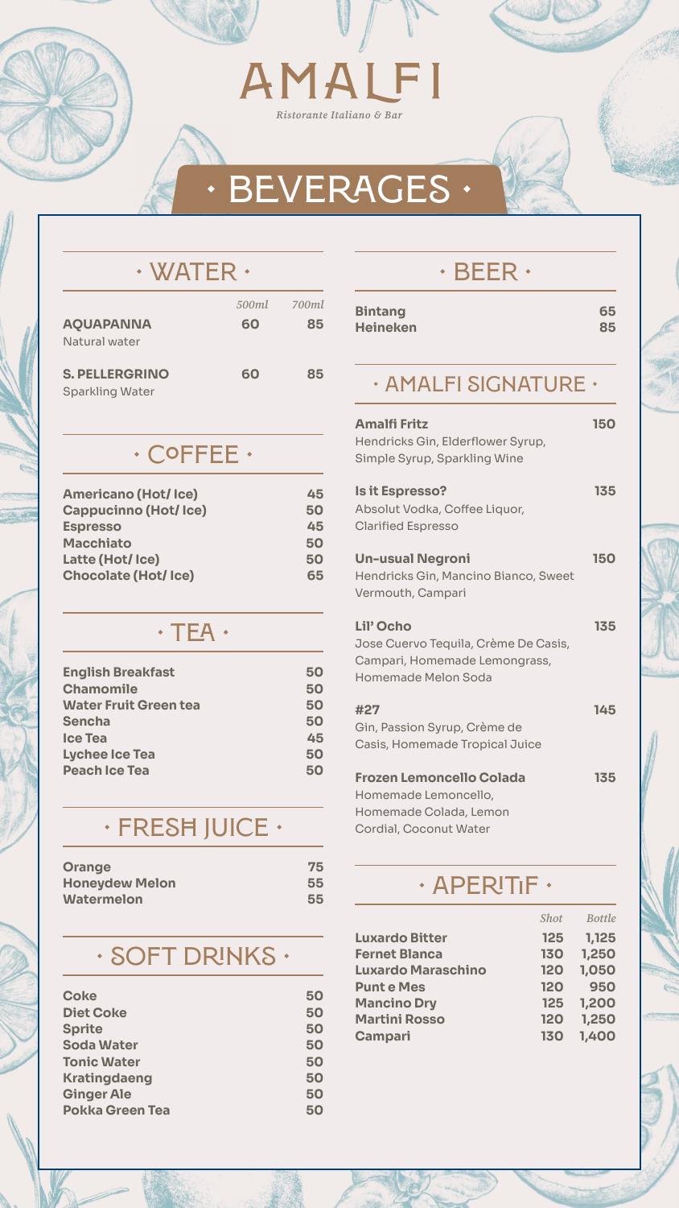# AMALFI

*Ristorante Italiano & Bar*

# · BEVERAGES ·

## · WATER ·

| | 500ml | 700ml |
|---|---|---|
| **AQUAPANNA** Natural water | 60 | 85 |
| **S. PELLERGRINO** Sparkling Water | 60 | 85 |

## · COFFEE ·

| | |
|---|---|
| **Americano (Hot/ Ice)** | 45 |
| **Cappucinno (Hot/ Ice)** | 50 |
| **Espresso** | 45 |
| **Macchiato** | 50 |
| **Latte (Hot/ Ice)** | 50 |
| **Chocolate (Hot/ Ice)** | 65 |

## · TEA ·

| | |
|---|---|
| **English Breakfast** | 50 |
| **Chamomile** | 50 |
| **Water Fruit Green tea** | 50 |
| **Sencha** | 50 |
| **Ice Tea** | 45 |
| **Lychee Ice Tea** | 50 |
| **Peach Ice Tea** | 50 |

## · FRESH JUICE ·

| | |
|---|---|
| **Orange** | 75 |
| **Honeydew Melon** | 55 |
| **Watermelon** | 55 |

## · SOFT DRINKS ·

| | |
|---|---|
| **Coke** | 50 |
| **Diet Coke** | 50 |
| **Sprite** | 50 |
| **Soda Water** | 50 |
| **Tonic Water** | 50 |
| **Kratingdaeng** | 50 |
| **Ginger Ale** | 50 |
| **Pokka Green Tea** | 50 |

## · BEER ·

| | |
|---|---|
| **Bintang** | 65 |
| **Heineken** | 85 |

## · AMALFI SIGNATURE ·

**Amalfi Fritz** — 150
Hendricks Gin, Elderflower Syrup, Simple Syrup, Sparkling Wine

**Is it Espresso?** — 135
Absolut Vodka, Coffee Liquor, Clarified Espresso

**Un-usual Negroni** — 150
Hendricks Gin, Mancino Bianco, Sweet Vermouth, Campari

**Lil' Ocho** — 135
Jose Cuervo Tequila, Crème De Casis, Campari, Homemade Lemongrass, Homemade Melon Soda

**#27** — 145
Gin, Passion Syrup, Crème de Casis, Homemade Tropical Juice

**Frozen Lemoncello Colada** — 135
Homemade Lemoncello, Homemade Colada, Lemon Cordial, Coconut Water

## · APERITIF ·

| | Shot | Bottle |
|---|---|---|
| **Luxardo Bitter** | 125 | 1,125 |
| **Fernet Blanca** | 130 | 1,250 |
| **Luxardo Maraschino** | 120 | 1,050 |
| **Punt e Mes** | 120 | 950 |
| **Mancino Dry** | 125 | 1,200 |
| **Martini Rosso** | 120 | 1,250 |
| **Campari** | 130 | 1,400 |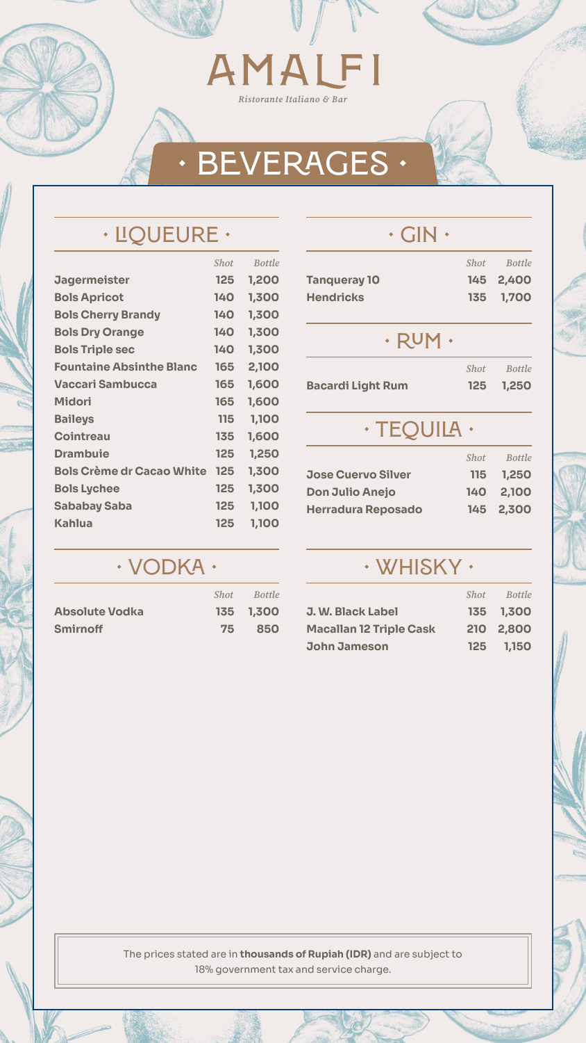# AMALFI

*Ristorante Italiano & Bar*

## · BEVERAGES ·

### · LIQUEURE ·

| | *Shot* | *Bottle* |
|---|---|---|
| **Jagermeister** | **125** | **1,200** |
| **Bols Apricot** | **140** | **1,300** |
| **Bols Cherry Brandy** | **140** | **1,300** |
| **Bols Dry Orange** | **140** | **1,300** |
| **Bols Triple sec** | **140** | **1,300** |
| **Fountaine Absinthe Blanc** | **165** | **2,100** |
| **Vaccari Sambucca** | **165** | **1,600** |
| **Midori** | **165** | **1,600** |
| **Baileys** | **115** | **1,100** |
| **Cointreau** | **135** | **1,600** |
| **Drambuie** | **125** | **1,250** |
| **Bols Crème dr Cacao White** | **125** | **1,300** |
| **Bols Lychee** | **125** | **1,300** |
| **Sababay Saba** | **125** | **1,100** |
| **Kahlua** | **125** | **1,100** |

### · GIN ·

| | *Shot* | *Bottle* |
|---|---|---|
| **Tanqueray 10** | **145** | **2,400** |
| **Hendricks** | **135** | **1,700** |

### · RUM ·

| | *Shot* | *Bottle* |
|---|---|---|
| **Bacardi Light Rum** | **125** | **1,250** |

### · TEQUILA ·

| | *Shot* | *Bottle* |
|---|---|---|
| **Jose Cuervo Silver** | **115** | **1,250** |
| **Don Julio Anejo** | **140** | **2,100** |
| **Herradura Reposado** | **145** | **2,300** |

### · VODKA ·

| | *Shot* | *Bottle* |
|---|---|---|
| **Absolute Vodka** | **135** | **1,300** |
| **Smirnoff** | **75** | **850** |

### · WHISKY ·

| | *Shot* | *Bottle* |
|---|---|---|
| **J. W. Black Label** | **135** | **1,300** |
| **Macallan 12 Triple Cask** | **210** | **2,800** |
| **John Jameson** | **125** | **1,150** |

The prices stated are in **thousands of Rupiah (IDR)** and are subject to 18% government tax and service charge.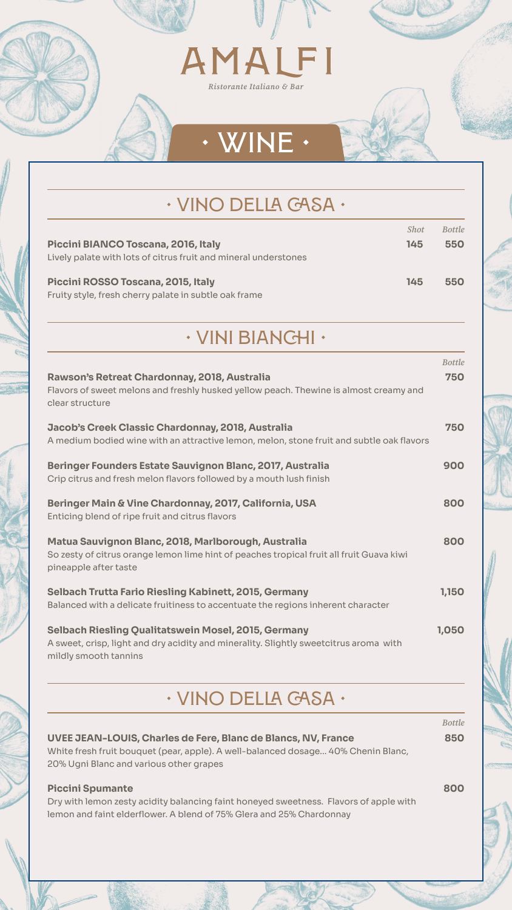# AMALFI

*Ristorante Italiano & Bar*

# · WINE ·

## · VINO DELLA CASA ·

| | *Shot* | *Bottle* |
|---|---|---|
| **Piccini BIANCO Toscana, 2016, Italy**<br>Lively palate with lots of citrus fruit and mineral understones | **145** | **550** |
| **Piccini ROSSO Toscana, 2015, Italy**<br>Fruity style, fresh cherry palate in subtle oak frame | **145** | **550** |

## · VINI BIANCHI ·

| | *Bottle* |
|---|---|
| **Rawson's Retreat Chardonnay, 2018, Australia**<br>Flavors of sweet melons and freshly husked yellow peach. Thewine is almost creamy and clear structure | **750** |
| **Jacob's Creek Classic Chardonnay, 2018, Australia**<br>A medium bodied wine with an attractive lemon, melon, stone fruit and subtle oak flavors | **750** |
| **Beringer Founders Estate Sauvignon Blanc, 2017, Australia**<br>Crip citrus and fresh melon flavors followed by a mouth lush finish | **900** |
| **Beringer Main & Vine Chardonnay, 2017, California, USA**<br>Enticing blend of ripe fruit and citrus flavors | **800** |
| **Matua Sauvignon Blanc, 2018, Marlborough, Australia**<br>So zesty of citrus orange lemon lime hint of peaches tropical fruit all fruit Guava kiwi pineapple after taste | **800** |
| **Selbach Trutta Fario Riesling Kabinett, 2015, Germany**<br>Balanced with a delicate fruitiness to accentuate the regions inherent character | **1,150** |
| **Selbach Riesling Qualitatswein Mosel, 2015, Germany**<br>A sweet, crisp, light and dry acidity and minerality. Slightly sweetcitrus aroma with mildly smooth tannins | **1,050** |

## · VINO DELLA CASA ·

| | *Bottle* |
|---|---|
| **UVEE JEAN-LOUIS, Charles de Fere, Blanc de Blancs, NV, France**<br>White fresh fruit bouquet (pear, apple). A well-balanced dosage... 40% Chenin Blanc, 20% Ugni Blanc and various other grapes | **850** |
| **Piccini Spumante**<br>Dry with lemon zesty acidity balancing faint honeyed sweetness. Flavors of apple with lemon and faint elderflower. A blend of 75% Glera and 25% Chardonnay | **800** |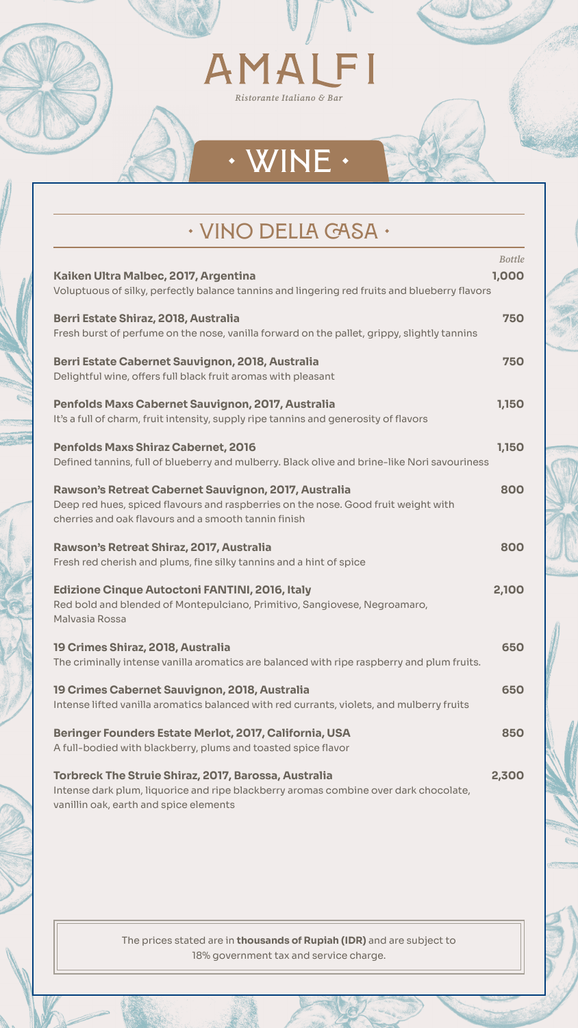# AMALFI

*Ristorante Italiano & Bar*

## · WINE ·

### · VINO DELLA CASA ·

*Bottle*

**Kaiken Ultra Malbec, 2017, Argentina** — **1,000**
Voluptuous of silky, perfectly balance tannins and lingering red fruits and blueberry flavors

**Berri Estate Shiraz, 2018, Australia** — **750**
Fresh burst of perfume on the nose, vanilla forward on the pallet, grippy, slightly tannins

**Berri Estate Cabernet Sauvignon, 2018, Australia** — **750**
Delightful wine, offers full black fruit aromas with pleasant

**Penfolds Maxs Cabernet Sauvignon, 2017, Australia** — **1,150**
It's a full of charm, fruit intensity, supply ripe tannins and generosity of flavors

**Penfolds Maxs Shiraz Cabernet, 2016** — **1,150**
Defined tannins, full of blueberry and mulberry. Black olive and brine-like Nori savouriness

**Rawson's Retreat Cabernet Sauvignon, 2017, Australia** — **800**
Deep red hues, spiced flavours and raspberries on the nose. Good fruit weight with cherries and oak flavours and a smooth tannin finish

**Rawson's Retreat Shiraz, 2017, Australia** — **800**
Fresh red cherish and plums, fine silky tannins and a hint of spice

**Edizione Cinque Autoctoni FANTINI, 2016, Italy** — **2,100**
Red bold and blended of Montepulciano, Primitivo, Sangiovese, Negroamaro, Malvasia Rossa

**19 Crimes Shiraz, 2018, Australia** — **650**
The criminally intense vanilla aromatics are balanced with ripe raspberry and plum fruits.

**19 Crimes Cabernet Sauvignon, 2018, Australia** — **650**
Intense lifted vanilla aromatics balanced with red currants, violets, and mulberry fruits

**Beringer Founders Estate Merlot, 2017, California, USA** — **850**
A full-bodied with blackberry, plums and toasted spice flavor

**Torbreck The Struie Shiraz, 2017, Barossa, Australia** — **2,300**
Intense dark plum, liquorice and ripe blackberry aromas combine over dark chocolate, vanillin oak, earth and spice elements

The prices stated are in **thousands of Rupiah (IDR)** and are subject to 18% government tax and service charge.